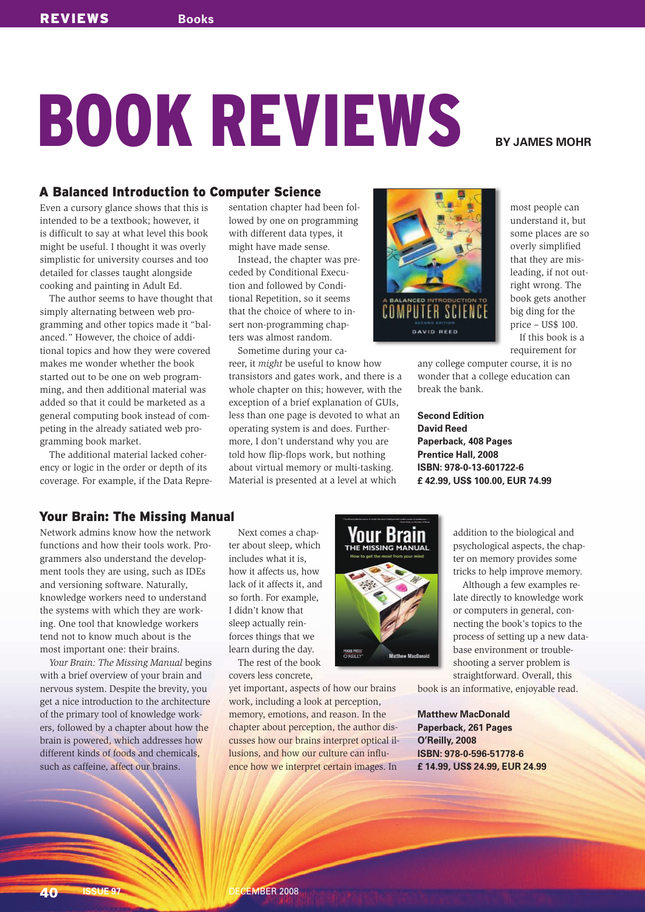# BOOK REVIEWS

**BY JAMES MOHR**

## A Balanced Introduction to Computer Science

Even a cursory glance shows that this is intended to be a textbook; however, it is difficult to say at what level this book might be useful. I thought it was overly simplistic for university courses and too detailed for classes taught alongside cooking and painting in Adult Ed.

The author seems to have thought that simply alternating between web programming and other topics made it "balanced." However, the choice of additional topics and how they were covered makes me wonder whether the book started out to be one on web programming, and then additional material was added so that it could be marketed as a general computing book instead of competing in the already satiated web programming book market.

The additional material lacked coherency or logic in the order or depth of its coverage. For example, if the Data Representation chapter had been followed by one on programming with different data types, it might have made sense.

Instead, the chapter was preceded by Conditional Execution and followed by Conditional Repetition, so it seems that the choice of where to insert non-programming chapters was almost random.

Sometime during your career, it *might* be useful to know how transistors and gates work, and there is a whole chapter on this; however, with the exception of a brief explanation of GUIs, less than one page is devoted to what an operating system is and does. Furthermore, I don't understand why you are told how flip-flops work, but nothing about virtual memory or multi-tasking. Material is presented at a level at which most people can understand it, but some places are so overly simplified that they are misleading, if not outright wrong. The book gets another big ding for the price – US$ 100.

If this book is a requirement for any college computer course, it is no wonder that a college education can break the bank.

**Second Edition**
**David Reed**
**Paperback, 408 Pages**
**Prentice Hall, 2008**
**ISBN: 978-0-13-601722-6**
**£ 42.99, US$ 100.00, EUR 74.99**

## Your Brain: The Missing Manual

Network admins know how the network functions and how their tools work. Programmers also understand the development tools they are using, such as IDEs and versioning software. Naturally, knowledge workers need to understand the systems with which they are working. One tool that knowledge workers tend not to know much about is the most important one: their brains.

*Your Brain: The Missing Manual* begins with a brief overview of your brain and nervous system. Despite the brevity, you get a nice introduction to the architecture of the primary tool of knowledge workers, followed by a chapter about how the brain is powered, which addresses how different kinds of foods and chemicals, such as caffeine, affect our brains.

Next comes a chapter about sleep, which includes what it is, how it affects us, how lack of it affects it, and so forth. For example, I didn't know that sleep actually reinforces things that we learn during the day.

The rest of the book covers less concrete, yet important, aspects of how our brains work, including a look at perception, memory, emotions, and reason. In the chapter about perception, the author discusses how our brains interpret optical illusions, and how our culture can influence how we interpret certain images. In addition to the biological and psychological aspects, the chapter on memory provides some tricks to help improve memory.

Although a few examples relate directly to knowledge work or computers in general, connecting the book's topics to the process of setting up a new database environment or troubleshooting a server problem is straightforward. Overall, this book is an informative, enjoyable read.

**Matthew MacDonald**
**Paperback, 261 Pages**
**O'Reilly, 2008**
**ISBN: 978-0-596-51778-6**
**£ 14.99, US$ 24.99, EUR 24.99**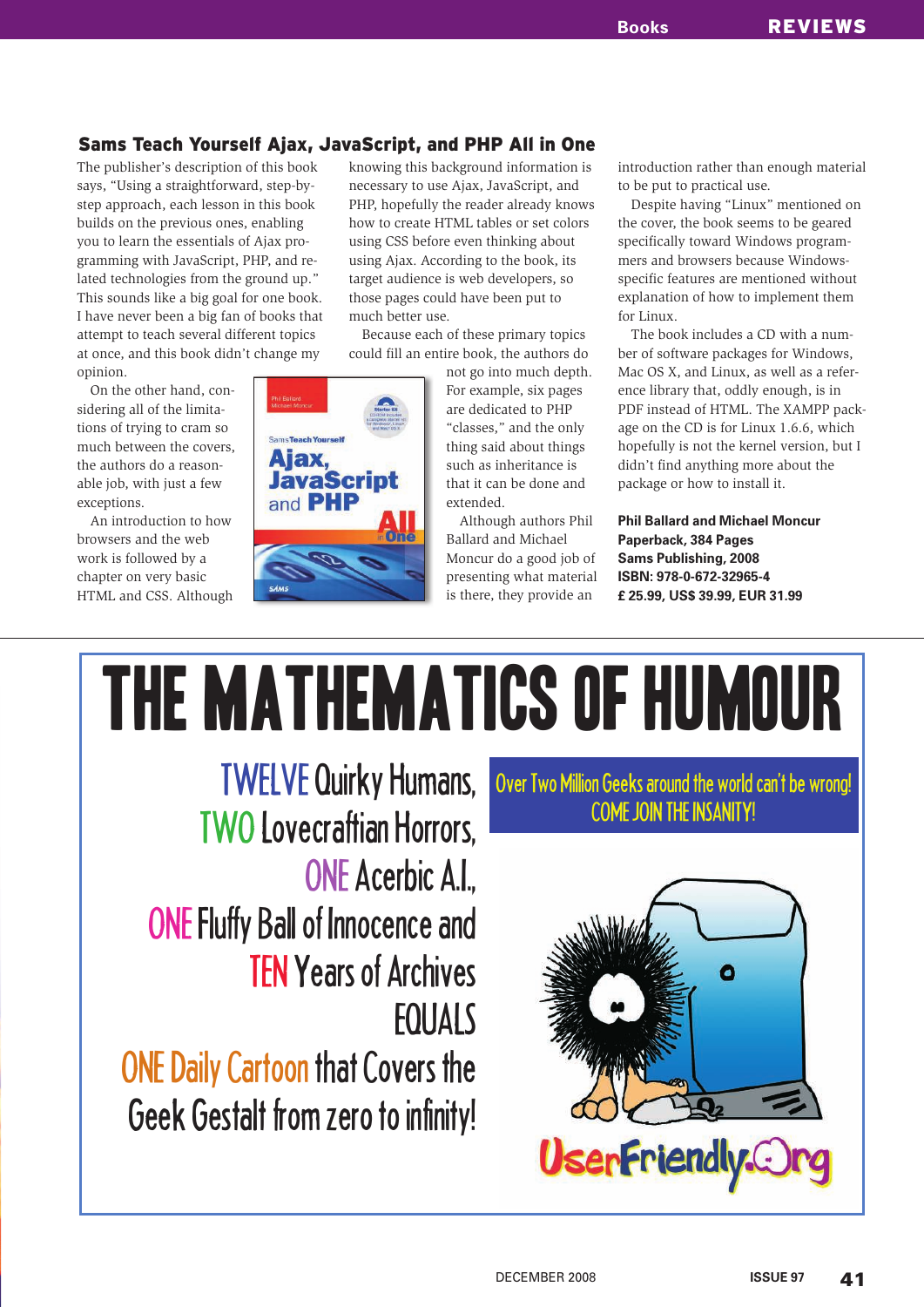## Sams Teach Yourself Ajax, JavaScript, and PHP All in One

The publisher's description of this book says, "Using a straightforward, step-by-step approach, each lesson in this book builds on the previous ones, enabling you to learn the essentials of Ajax programming with JavaScript, PHP, and related technologies from the ground up." This sounds like a big goal for one book. I have never been a big fan of books that attempt to teach several different topics at once, and this book didn't change my opinion.

On the other hand, considering all of the limitations of trying to cram so much between the covers, the authors do a reasonable job, with just a few exceptions.

An introduction to how browsers and the web work is followed by a chapter on very basic HTML and CSS. Although knowing this background information is necessary to use Ajax, JavaScript, and PHP, hopefully the reader already knows how to create HTML tables or set colors using CSS before even thinking about using Ajax. According to the book, its target audience is web developers, so those pages could have been put to much better use.

Because each of these primary topics could fill an entire book, the authors do not go into much depth. For example, six pages are dedicated to PHP "classes," and the only thing said about things such as inheritance is that it can be done and extended.

Although authors Phil Ballard and Michael Moncur do a good job of presenting what material is there, they provide an introduction rather than enough material to be put to practical use.

Despite having "Linux" mentioned on the cover, the book seems to be geared specifically toward Windows programmers and browsers because Windows-specific features are mentioned without explanation of how to implement them for Linux.

The book includes a CD with a number of software packages for Windows, Mac OS X, and Linux, as well as a reference library that, oddly enough, is in PDF instead of HTML. The XAMPP package on the CD is for Linux 1.6.6, which hopefully is not the kernel version, but I didn't find anything more about the package or how to install it.

**Phil Ballard and Michael Moncur**
**Paperback, 384 Pages**
**Sams Publishing, 2008**
**ISBN: 978-0-672-32965-4**
**£ 25.99, US$ 39.99, EUR 31.99**

---

# THE MATHEMATICS OF HUMOUR

TWELVE Quirky Humans,
TWO Lovecraftian Horrors,
ONE Acerbic A.I.,
ONE Fluffy Ball of Innocence and
TEN Years of Archives
EQUALS
ONE Daily Cartoon that Covers the
Geek Gestalt from zero to infinity!

Over Two Million Geeks around the world can't be wrong!
COME JOIN THE INSANITY!

UserFriendly.Org